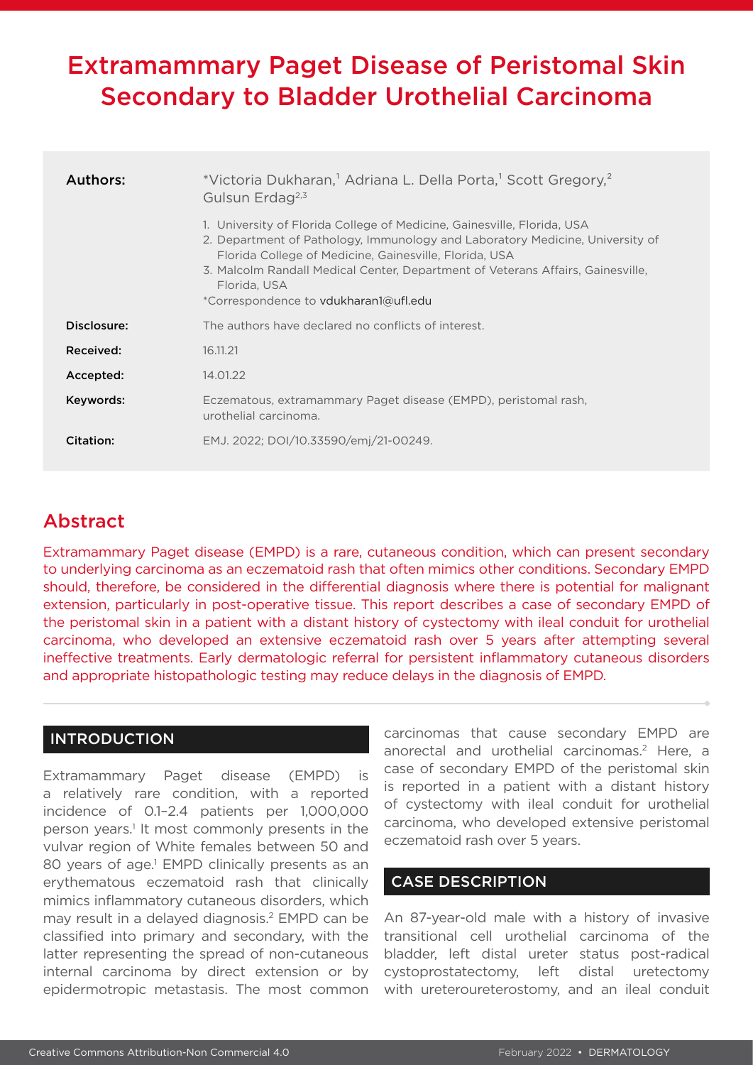# Extramammary Paget Disease of Peristomal Skin Secondary to Bladder Urothelial Carcinoma

| | |
|---|---|
| **Authors:** | *Victoria Dukharan,[1] Adriana L. Della Porta,[1] Scott Gregory,[2] Gulsun Erdag[2,3]<br><br>1. University of Florida College of Medicine, Gainesville, Florida, USA<br>2. Department of Pathology, Immunology and Laboratory Medicine, University of Florida College of Medicine, Gainesville, Florida, USA<br>3. Malcolm Randall Medical Center, Department of Veterans Affairs, Gainesville, Florida, USA<br>*Correspondence to vdukharan1@ufl.edu |
| **Disclosure:** | The authors have declared no conflicts of interest. |
| **Received:** | 16.11.21 |
| **Accepted:** | 14.01.22 |
| **Keywords:** | Eczematous, extramammary Paget disease (EMPD), peristomal rash, urothelial carcinoma. |
| **Citation:** | EMJ. 2022; DOI/10.33590/emj/21-00249. |

## Abstract

Extramammary Paget disease (EMPD) is a rare, cutaneous condition, which can present secondary to underlying carcinoma as an eczematoid rash that often mimics other conditions. Secondary EMPD should, therefore, be considered in the differential diagnosis where there is potential for malignant extension, particularly in post-operative tissue. This report describes a case of secondary EMPD of the peristomal skin in a patient with a distant history of cystectomy with ileal conduit for urothelial carcinoma, who developed an extensive eczematoid rash over 5 years after attempting several ineffective treatments. Early dermatologic referral for persistent inflammatory cutaneous disorders and appropriate histopathologic testing may reduce delays in the diagnosis of EMPD.

## INTRODUCTION

Extramammary Paget disease (EMPD) is a relatively rare condition, with a reported incidence of 0.1–2.4 patients per 1,000,000 person years.[1] It most commonly presents in the vulvar region of White females between 50 and 80 years of age.[1] EMPD clinically presents as an erythematous eczematoid rash that clinically mimics inflammatory cutaneous disorders, which may result in a delayed diagnosis.[2] EMPD can be classified into primary and secondary, with the latter representing the spread of non-cutaneous internal carcinoma by direct extension or by epidermotropic metastasis. The most common carcinomas that cause secondary EMPD are anorectal and urothelial carcinomas.[2] Here, a case of secondary EMPD of the peristomal skin is reported in a patient with a distant history of cystectomy with ileal conduit for urothelial carcinoma, who developed extensive peristomal eczematoid rash over 5 years.

## CASE DESCRIPTION

An 87-year-old male with a history of invasive transitional cell urothelial carcinoma of the bladder, left distal ureter status post-radical cystoprostatectomy, left distal urectomy with ureteroureterostomy, and an ileal conduit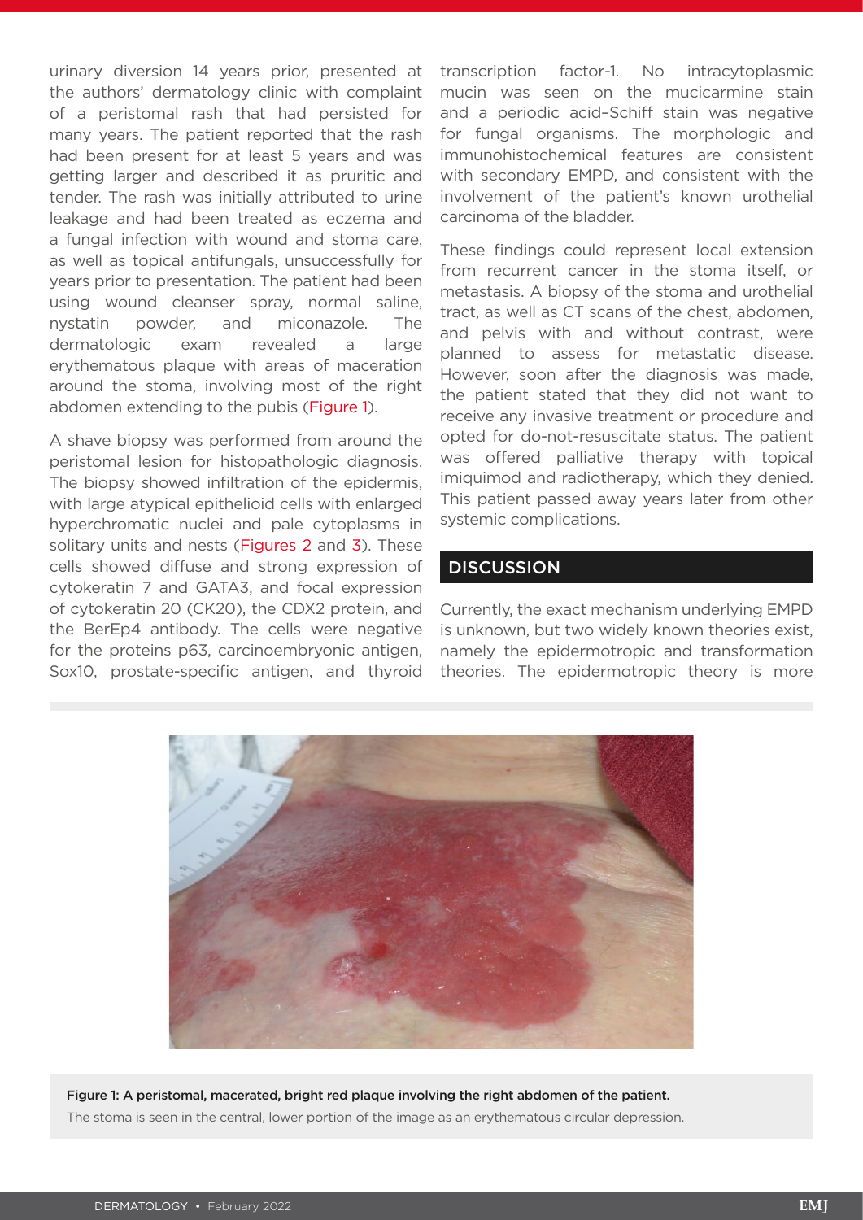urinary diversion 14 years prior, presented at the authors' dermatology clinic with complaint of a peristomal rash that had persisted for many years. The patient reported that the rash had been present for at least 5 years and was getting larger and described it as pruritic and tender. The rash was initially attributed to urine leakage and had been treated as eczema and a fungal infection with wound and stoma care, as well as topical antifungals, unsuccessfully for years prior to presentation. The patient had been using wound cleanser spray, normal saline, nystatin powder, and miconazole. The dermatologic exam revealed a large erythematous plaque with areas of maceration around the stoma, involving most of the right abdomen extending to the pubis (Figure 1).

A shave biopsy was performed from around the peristomal lesion for histopathologic diagnosis. The biopsy showed infiltration of the epidermis, with large atypical epithelioid cells with enlarged hyperchromatic nuclei and pale cytoplasms in solitary units and nests (Figures 2 and 3). These cells showed diffuse and strong expression of cytokeratin 7 and GATA3, and focal expression of cytokeratin 20 (CK20), the CDX2 protein, and the BerEp4 antibody. The cells were negative for the proteins p63, carcinoembryonic antigen, Sox10, prostate-specific antigen, and thyroid transcription factor-1. No intracytoplasmic mucin was seen on the mucicarmine stain and a periodic acid–Schiff stain was negative for fungal organisms. The morphologic and immunohistochemical features are consistent with secondary EMPD, and consistent with the involvement of the patient's known urothelial carcinoma of the bladder.

These findings could represent local extension from recurrent cancer in the stoma itself, or metastasis. A biopsy of the stoma and urothelial tract, as well as CT scans of the chest, abdomen, and pelvis with and without contrast, were planned to assess for metastatic disease. However, soon after the diagnosis was made, the patient stated that they did not want to receive any invasive treatment or procedure and opted for do-not-resuscitate status. The patient was offered palliative therapy with topical imiquimod and radiotherapy, which they denied. This patient passed away years later from other systemic complications.

## DISCUSSION

Currently, the exact mechanism underlying EMPD is unknown, but two widely known theories exist, namely the epidermotropic and transformation theories. The epidermotropic theory is more

**Figure 1: A peristomal, macerated, bright red plaque involving the right abdomen of the patient.**
The stoma is seen in the central, lower portion of the image as an erythematous circular depression.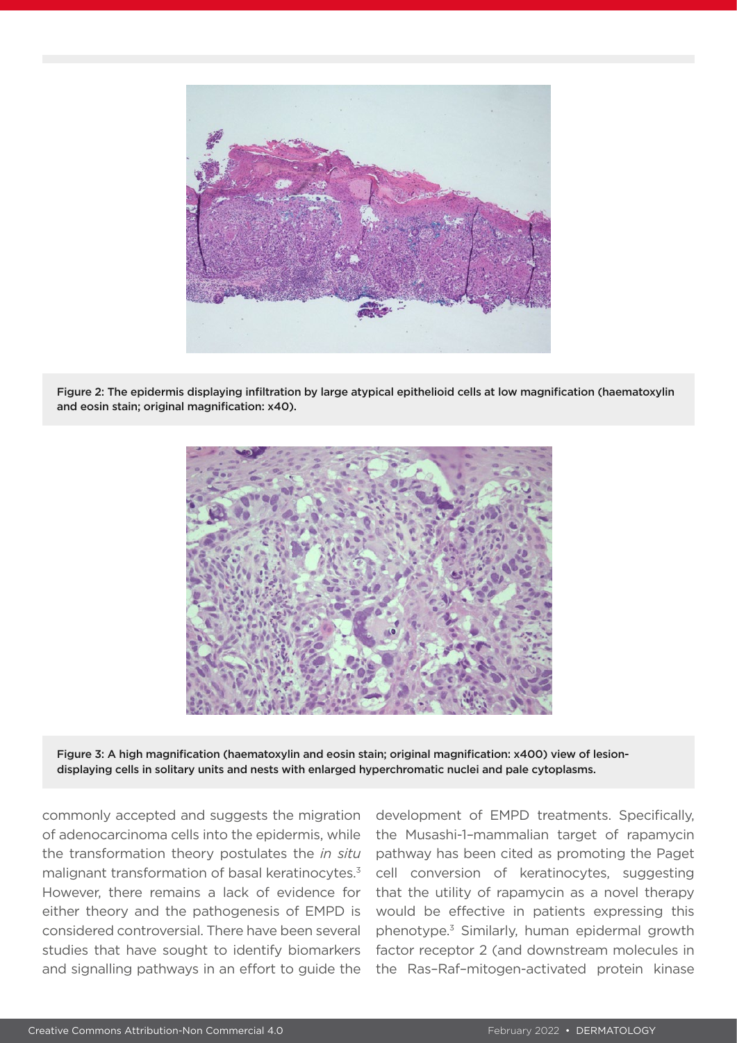Figure 2: The epidermis displaying infiltration by large atypical epithelioid cells at low magnification (haematoxylin and eosin stain; original magnification: x40).

Figure 3: A high magnification (haematoxylin and eosin stain; original magnification: x400) view of lesion-displaying cells in solitary units and nests with enlarged hyperchromatic nuclei and pale cytoplasms.

commonly accepted and suggests the migration of adenocarcinoma cells into the epidermis, while the transformation theory postulates the *in situ* malignant transformation of basal keratinocytes.[3] However, there remains a lack of evidence for either theory and the pathogenesis of EMPD is considered controversial. There have been several studies that have sought to identify biomarkers and signalling pathways in an effort to guide the development of EMPD treatments. Specifically, the Musashi-1–mammalian target of rapamycin pathway has been cited as promoting the Paget cell conversion of keratinocytes, suggesting that the utility of rapamycin as a novel therapy would be effective in patients expressing this phenotype.[3] Similarly, human epidermal growth factor receptor 2 (and downstream molecules in the Ras–Raf–mitogen-activated protein kinase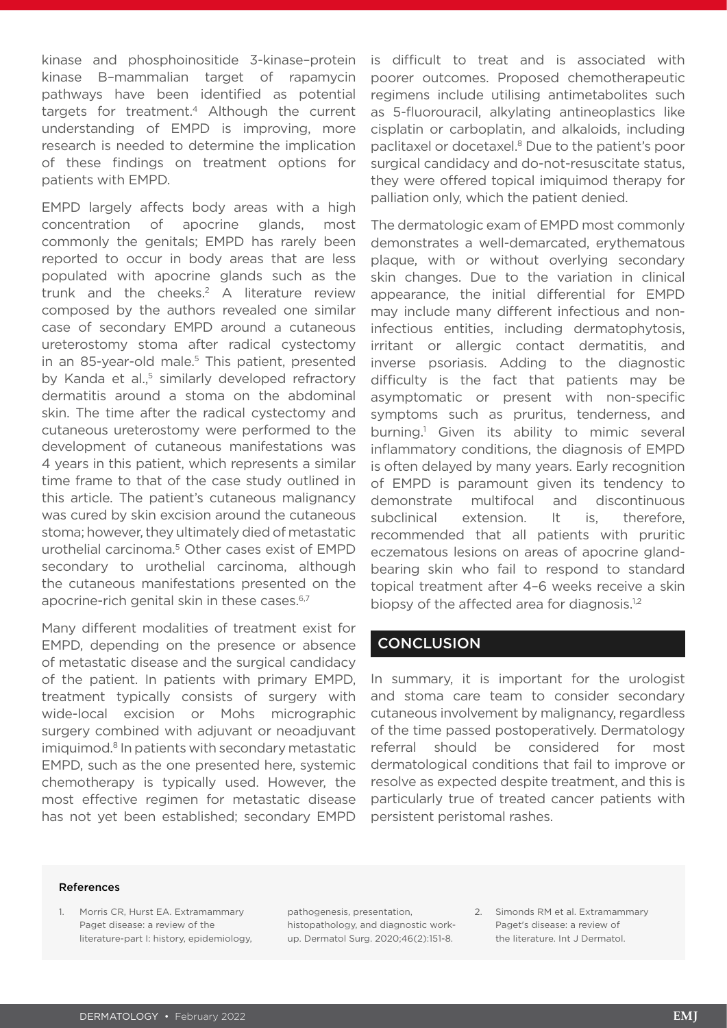kinase and phosphoinositide 3-kinase–protein kinase B–mammalian target of rapamycin pathways have been identified as potential targets for treatment.[4] Although the current understanding of EMPD is improving, more research is needed to determine the implication of these findings on treatment options for patients with EMPD.

EMPD largely affects body areas with a high concentration of apocrine glands, most commonly the genitals; EMPD has rarely been reported to occur in body areas that are less populated with apocrine glands such as the trunk and the cheeks.[2] A literature review composed by the authors revealed one similar case of secondary EMPD around a cutaneous ureterostomy stoma after radical cystectomy in an 85-year-old male.[5] This patient, presented by Kanda et al.,[5] similarly developed refractory dermatitis around a stoma on the abdominal skin. The time after the radical cystectomy and cutaneous ureterostomy were performed to the development of cutaneous manifestations was 4 years in this patient, which represents a similar time frame to that of the case study outlined in this article. The patient's cutaneous malignancy was cured by skin excision around the cutaneous stoma; however, they ultimately died of metastatic urothelial carcinoma.[5] Other cases exist of EMPD secondary to urothelial carcinoma, although the cutaneous manifestations presented on the apocrine-rich genital skin in these cases.[6,7]

Many different modalities of treatment exist for EMPD, depending on the presence or absence of metastatic disease and the surgical candidacy of the patient. In patients with primary EMPD, treatment typically consists of surgery with wide-local excision or Mohs micrographic surgery combined with adjuvant or neoadjuvant imiquimod.[8] In patients with secondary metastatic EMPD, such as the one presented here, systemic chemotherapy is typically used. However, the most effective regimen for metastatic disease has not yet been established; secondary EMPD is difficult to treat and is associated with poorer outcomes. Proposed chemotherapeutic regimens include utilising antimetabolites such as 5-fluorouracil, alkylating antineoplastics like cisplatin or carboplatin, and alkaloids, including paclitaxel or docetaxel.[8] Due to the patient's poor surgical candidacy and do-not-resuscitate status, they were offered topical imiquimod therapy for palliation only, which the patient denied.

The dermatologic exam of EMPD most commonly demonstrates a well-demarcated, erythematous plaque, with or without overlying secondary skin changes. Due to the variation in clinical appearance, the initial differential for EMPD may include many different infectious and non-infectious entities, including dermatophytosis, irritant or allergic contact dermatitis, and inverse psoriasis. Adding to the diagnostic difficulty is the fact that patients may be asymptomatic or present with non-specific symptoms such as pruritus, tenderness, and burning.[1] Given its ability to mimic several inflammatory conditions, the diagnosis of EMPD is often delayed by many years. Early recognition of EMPD is paramount given its tendency to demonstrate multifocal and discontinuous subclinical extension. It is, therefore, recommended that all patients with pruritic eczematous lesions on areas of apocrine gland-bearing skin who fail to respond to standard topical treatment after 4–6 weeks receive a skin biopsy of the affected area for diagnosis.[1,2]

## CONCLUSION

In summary, it is important for the urologist and stoma care team to consider secondary cutaneous involvement by malignancy, regardless of the time passed postoperatively. Dermatology referral should be considered for most dermatological conditions that fail to improve or resolve as expected despite treatment, and this is particularly true of treated cancer patients with persistent peristomal rashes.

### References

1. Morris CR, Hurst EA. Extramammary Paget disease: a review of the literature-part I: history, epidemiology, pathogenesis, presentation, histopathology, and diagnostic work-up. Dermatol Surg. 2020;46(2):151-8.
2. Simonds RM et al. Extramammary Paget's disease: a review of the literature. Int J Dermatol.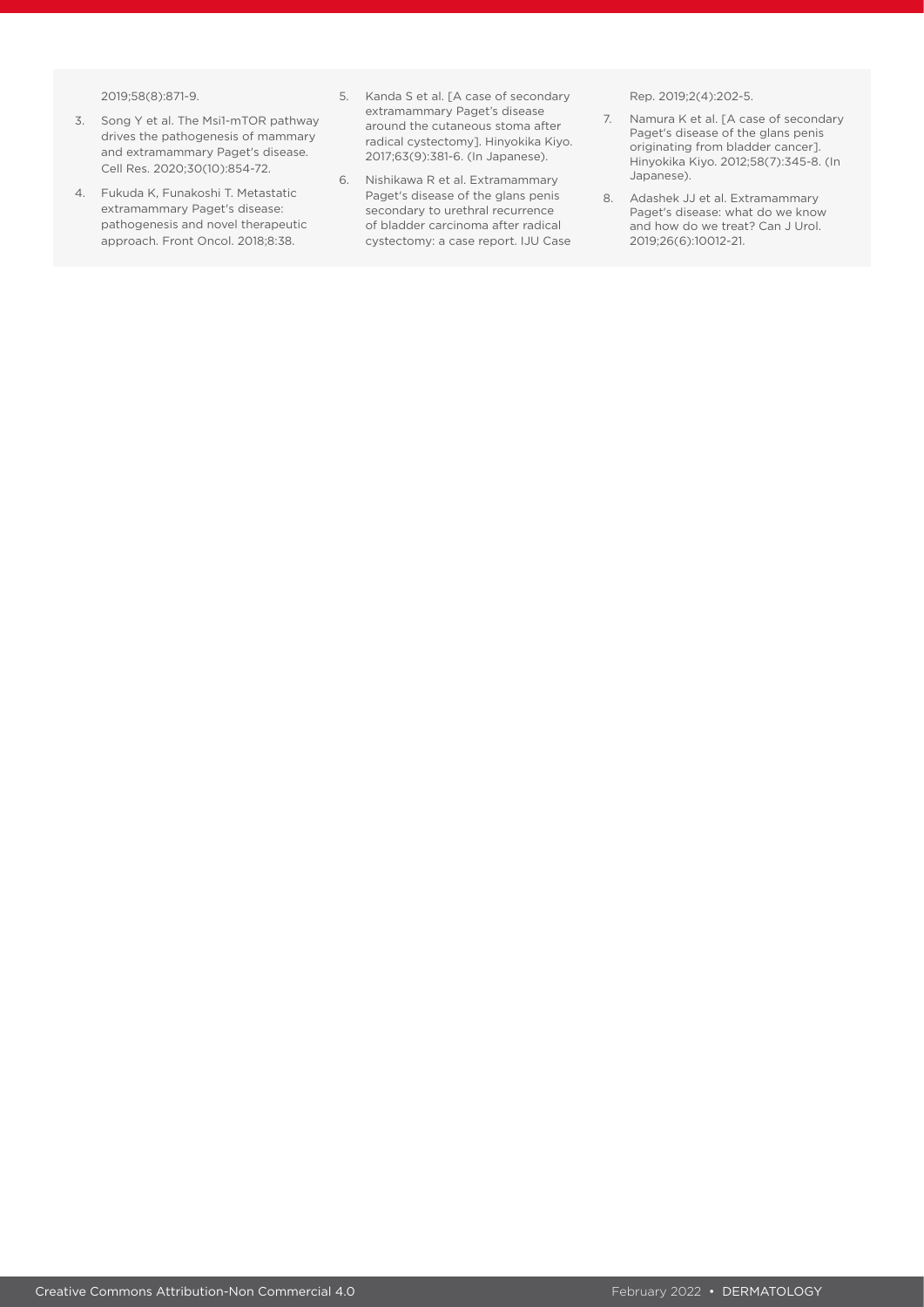2019;58(8):871-9.

3. Song Y et al. The Msi1-mTOR pathway drives the pathogenesis of mammary and extramammary Paget's disease. Cell Res. 2020;30(10):854-72.
4. Fukuda K, Funakoshi T. Metastatic extramammary Paget's disease: pathogenesis and novel therapeutic approach. Front Oncol. 2018;8:38.
5. Kanda S et al. [A case of secondary extramammary Paget's disease around the cutaneous stoma after radical cystectomy]. Hinyokika Kiyo. 2017;63(9):381-6. (In Japanese).
6. Nishikawa R et al. Extramammary Paget's disease of the glans penis secondary to urethral recurrence of bladder carcinoma after radical cystectomy: a case report. IJU Case Rep. 2019;2(4):202-5.
7. Namura K et al. [A case of secondary Paget's disease of the glans penis originating from bladder cancer]. Hinyokika Kiyo. 2012;58(7):345-8. (In Japanese).
8. Adashek JJ et al. Extramammary Paget's disease: what do we know and how do we treat? Can J Urol. 2019;26(6):10012-21.